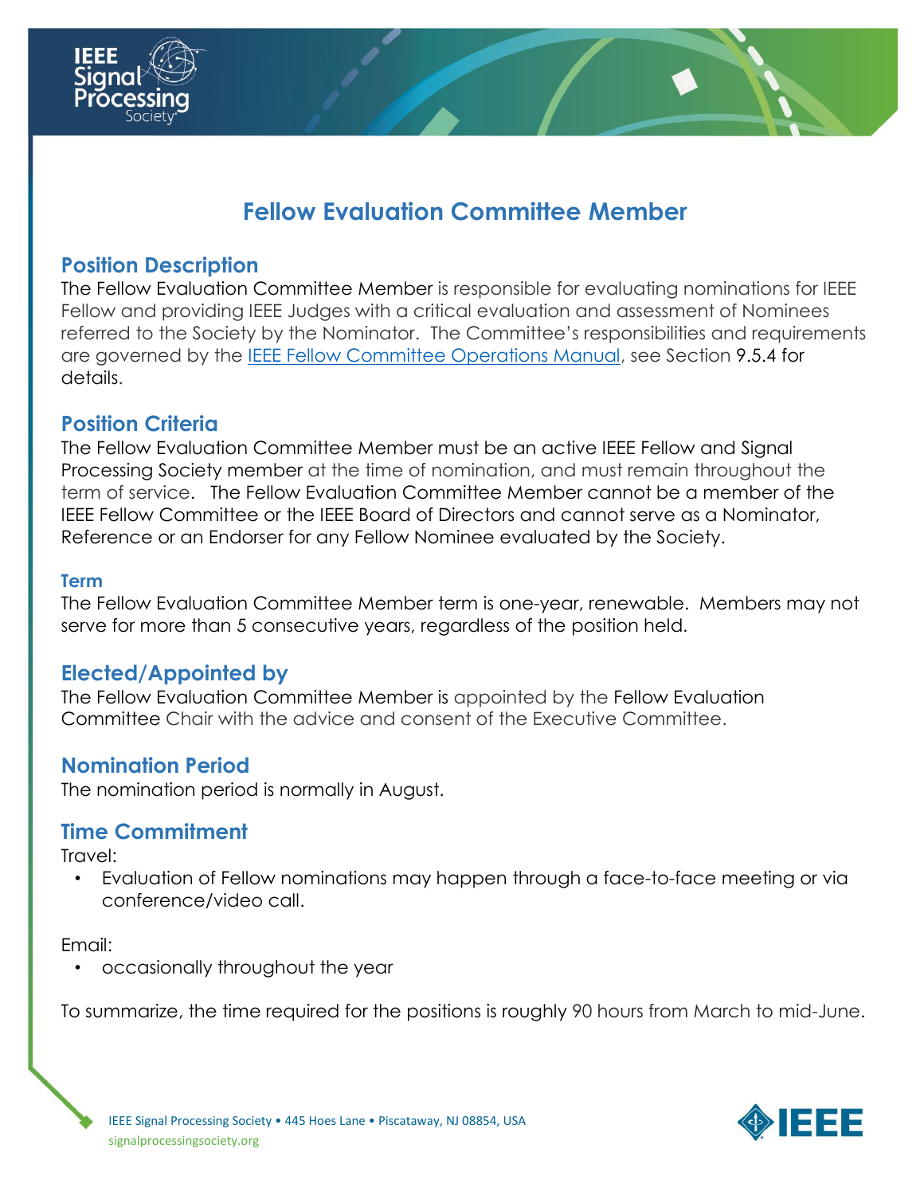# Fellow Evaluation Committee Member

## Position Description

The Fellow Evaluation Committee Member is responsible for evaluating nominations for IEEE Fellow and providing IEEE Judges with a critical evaluation and assessment of Nominees referred to the Society by the Nominator. The Committee's responsibilities and requirements are governed by the IEEE Fellow Committee Operations Manual, see Section 9.5.4 for details.

## Position Criteria

The Fellow Evaluation Committee Member must be an active IEEE Fellow and Signal Processing Society member at the time of nomination, and must remain throughout the term of service. The Fellow Evaluation Committee Member cannot be a member of the IEEE Fellow Committee or the IEEE Board of Directors and cannot serve as a Nominator, Reference or an Endorser for any Fellow Nominee evaluated by the Society.

### Term

The Fellow Evaluation Committee Member term is one-year, renewable. Members may not serve for more than 5 consecutive years, regardless of the position held.

## Elected/Appointed by

The Fellow Evaluation Committee Member is appointed by the Fellow Evaluation Committee Chair with the advice and consent of the Executive Committee.

## Nomination Period

The nomination period is normally in August.

## Time Commitment

Travel:

- Evaluation of Fellow nominations may happen through a face-to-face meeting or via conference/video call.

Email:

- occasionally throughout the year

To summarize, the time required for the positions is roughly 90 hours from March to mid-June.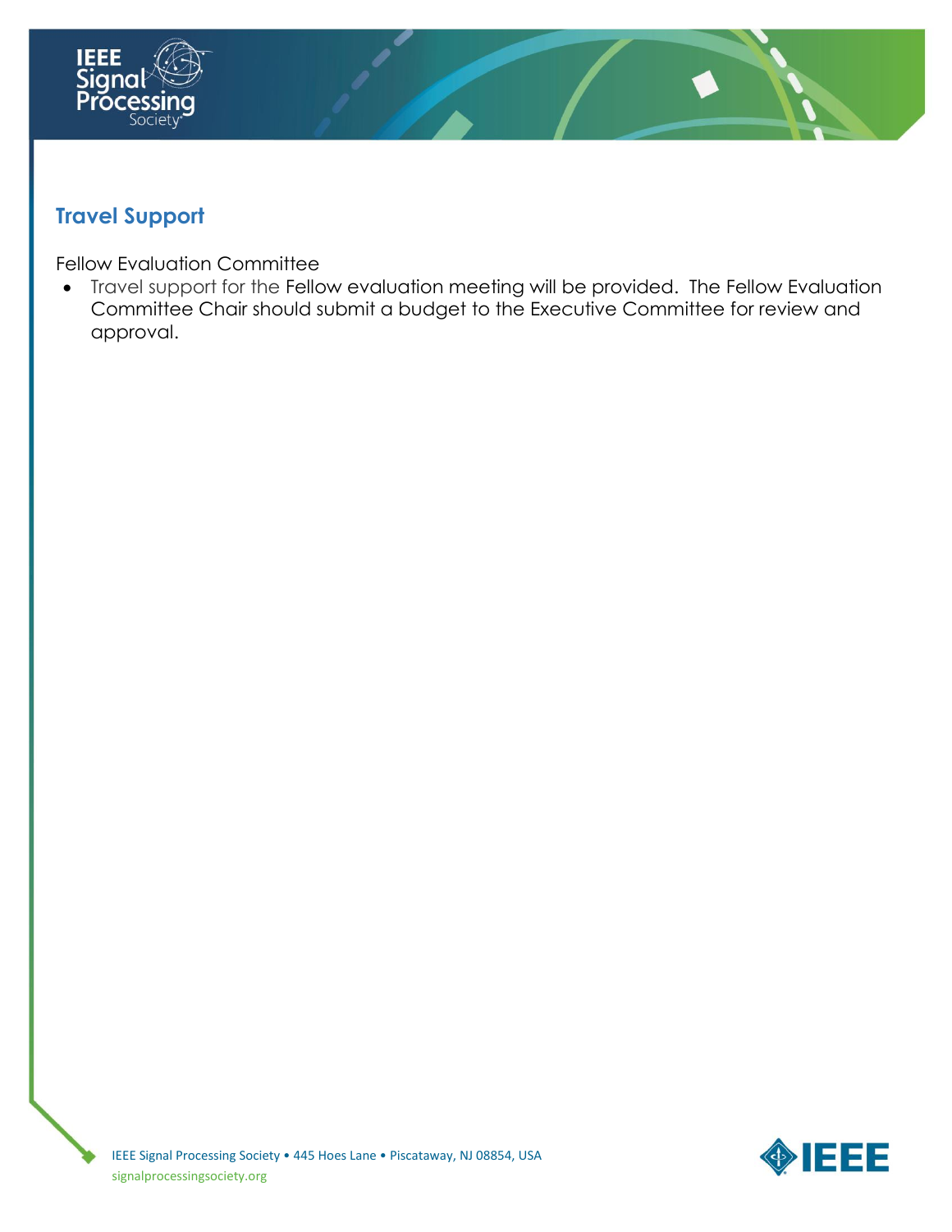## Travel Support

Fellow Evaluation Committee

- Travel support for the Fellow evaluation meeting will be provided. The Fellow Evaluation Committee Chair should submit a budget to the Executive Committee for review and approval.